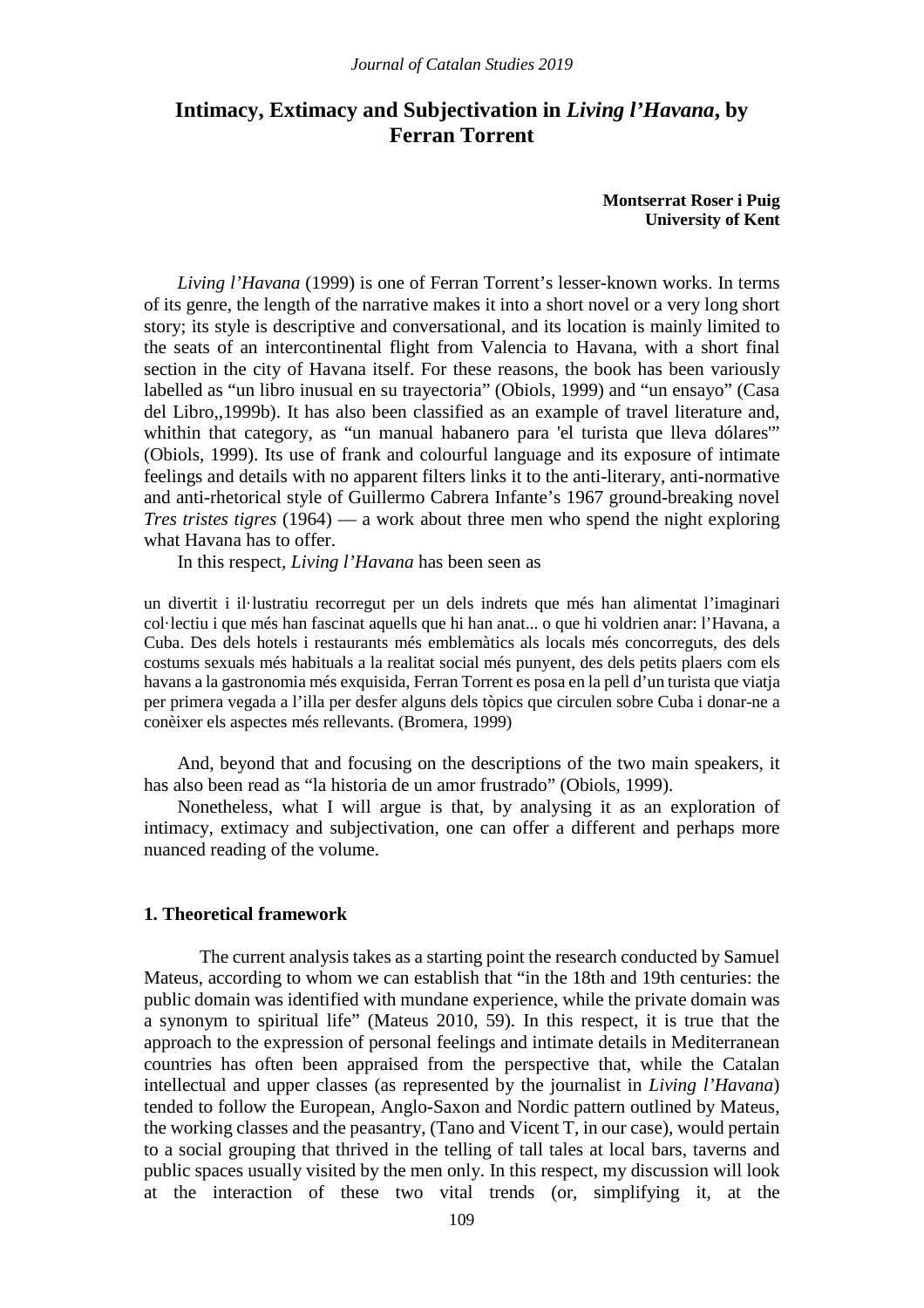# Intimacy, Extimacy and Subjectivation in *Living l'Havana*, by Ferran Torrent

**Montserrat Roser i Puig**
**University of Kent**

*Living l'Havana* (1999) is one of Ferran Torrent's lesser-known works. In terms of its genre, the length of the narrative makes it into a short novel or a very long short story; its style is descriptive and conversational, and its location is mainly limited to the seats of an intercontinental flight from Valencia to Havana, with a short final section in the city of Havana itself. For these reasons, the book has been variously labelled as "un libro inusual en su trayectoria" (Obiols, 1999) and "un ensayo" (Casa del Libro,,1999b). It has also been classified as an example of travel literature and, whithin that category, as "un manual habanero para 'el turista que lleva dólares'" (Obiols, 1999). Its use of frank and colourful language and its exposure of intimate feelings and details with no apparent filters links it to the anti-literary, anti-normative and anti-rhetorical style of Guillermo Cabrera Infante's 1967 ground-breaking novel *Tres tristes tigres* (1964) — a work about three men who spend the night exploring what Havana has to offer.

In this respect, *Living l'Havana* has been seen as

> un divertit i il·lustratiu recorregut per un dels indrets que més han alimentat l'imaginari col·lectiu i que més han fascinat aquells que hi han anat... o que hi voldrien anar: l'Havana, a Cuba. Des dels hotels i restaurants més emblemàtics als locals més concorreguts, des dels costums sexuals més habituals a la realitat social més punyent, des dels petits plaers com els havans a la gastronomia més exquisida, Ferran Torrent es posa en la pell d'un turista que viatja per primera vegada a l'illa per desfer alguns dels tòpics que circulen sobre Cuba i donar-ne a conèixer els aspectes més rellevants. (Bromera, 1999)

And, beyond that and focusing on the descriptions of the two main speakers, it has also been read as "la historia de un amor frustrado" (Obiols, 1999).

Nonetheless, what I will argue is that, by analysing it as an exploration of intimacy, extimacy and subjectivation, one can offer a different and perhaps more nuanced reading of the volume.

## 1. Theoretical framework

The current analysis takes as a starting point the research conducted by Samuel Mateus, according to whom we can establish that "in the 18th and 19th centuries: the public domain was identified with mundane experience, while the private domain was a synonym to spiritual life" (Mateus 2010, 59). In this respect, it is true that the approach to the expression of personal feelings and intimate details in Mediterranean countries has often been appraised from the perspective that, while the Catalan intellectual and upper classes (as represented by the journalist in *Living l'Havana*) tended to follow the European, Anglo-Saxon and Nordic pattern outlined by Mateus, the working classes and the peasantry, (Tano and Vicent T, in our case), would pertain to a social grouping that thrived in the telling of tall tales at local bars, taverns and public spaces usually visited by the men only. In this respect, my discussion will look at the interaction of these two vital trends (or, simplifying it, at the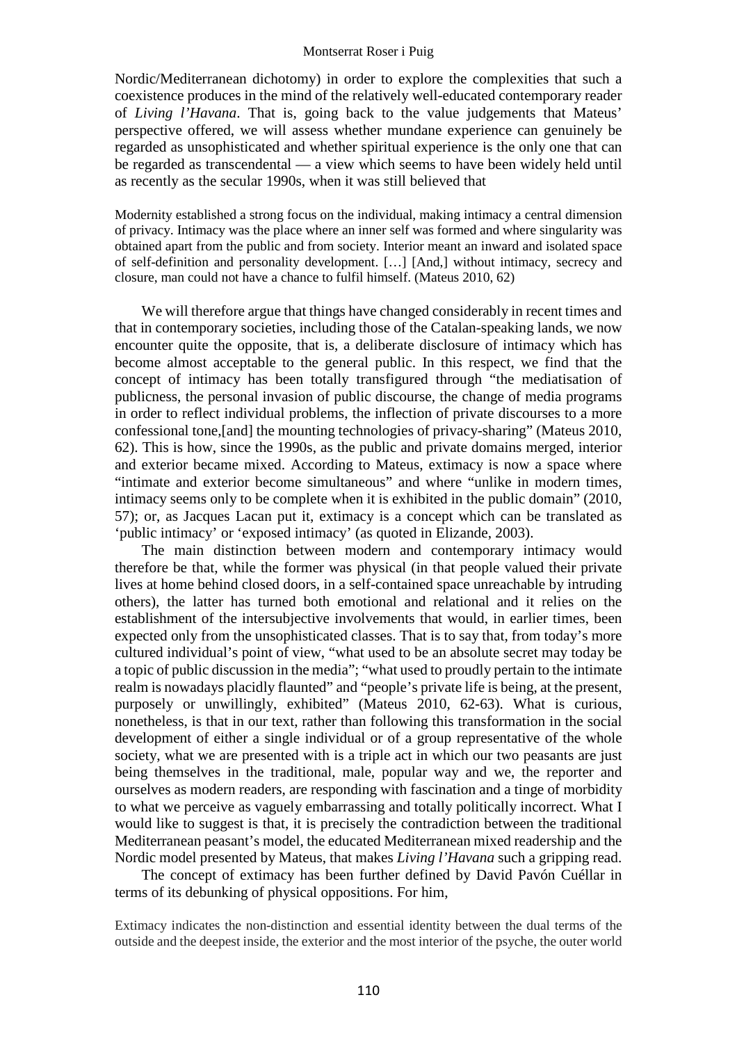Nordic/Mediterranean dichotomy) in order to explore the complexities that such a coexistence produces in the mind of the relatively well-educated contemporary reader of *Living l'Havana*. That is, going back to the value judgements that Mateus' perspective offered, we will assess whether mundane experience can genuinely be regarded as unsophisticated and whether spiritual experience is the only one that can be regarded as transcendental — a view which seems to have been widely held until as recently as the secular 1990s, when it was still believed that

> Modernity established a strong focus on the individual, making intimacy a central dimension of privacy. Intimacy was the place where an inner self was formed and where singularity was obtained apart from the public and from society. Interior meant an inward and isolated space of self-definition and personality development. […] [And,] without intimacy, secrecy and closure, man could not have a chance to fulfil himself. (Mateus 2010, 62)

We will therefore argue that things have changed considerably in recent times and that in contemporary societies, including those of the Catalan-speaking lands, we now encounter quite the opposite, that is, a deliberate disclosure of intimacy which has become almost acceptable to the general public. In this respect, we find that the concept of intimacy has been totally transfigured through "the mediatisation of publicness, the personal invasion of public discourse, the change of media programs in order to reflect individual problems, the inflection of private discourses to a more confessional tone,[and] the mounting technologies of privacy-sharing" (Mateus 2010, 62). This is how, since the 1990s, as the public and private domains merged, interior and exterior became mixed. According to Mateus, extimacy is now a space where "intimate and exterior become simultaneous" and where "unlike in modern times, intimacy seems only to be complete when it is exhibited in the public domain" (2010, 57); or, as Jacques Lacan put it, extimacy is a concept which can be translated as 'public intimacy' or 'exposed intimacy' (as quoted in Elizande, 2003).

The main distinction between modern and contemporary intimacy would therefore be that, while the former was physical (in that people valued their private lives at home behind closed doors, in a self-contained space unreachable by intruding others), the latter has turned both emotional and relational and it relies on the establishment of the intersubjective involvements that would, in earlier times, been expected only from the unsophisticated classes. That is to say that, from today's more cultured individual's point of view, "what used to be an absolute secret may today be a topic of public discussion in the media"; "what used to proudly pertain to the intimate realm is nowadays placidly flaunted" and "people's private life is being, at the present, purposely or unwillingly, exhibited" (Mateus 2010, 62-63). What is curious, nonetheless, is that in our text, rather than following this transformation in the social development of either a single individual or of a group representative of the whole society, what we are presented with is a triple act in which our two peasants are just being themselves in the traditional, male, popular way and we, the reporter and ourselves as modern readers, are responding with fascination and a tinge of morbidity to what we perceive as vaguely embarrassing and totally politically incorrect. What I would like to suggest is that, it is precisely the contradiction between the traditional Mediterranean peasant's model, the educated Mediterranean mixed readership and the Nordic model presented by Mateus, that makes *Living l'Havana* such a gripping read.

The concept of extimacy has been further defined by David Pavón Cuéllar in terms of its debunking of physical oppositions. For him,

> Extimacy indicates the non-distinction and essential identity between the dual terms of the outside and the deepest inside, the exterior and the most interior of the psyche, the outer world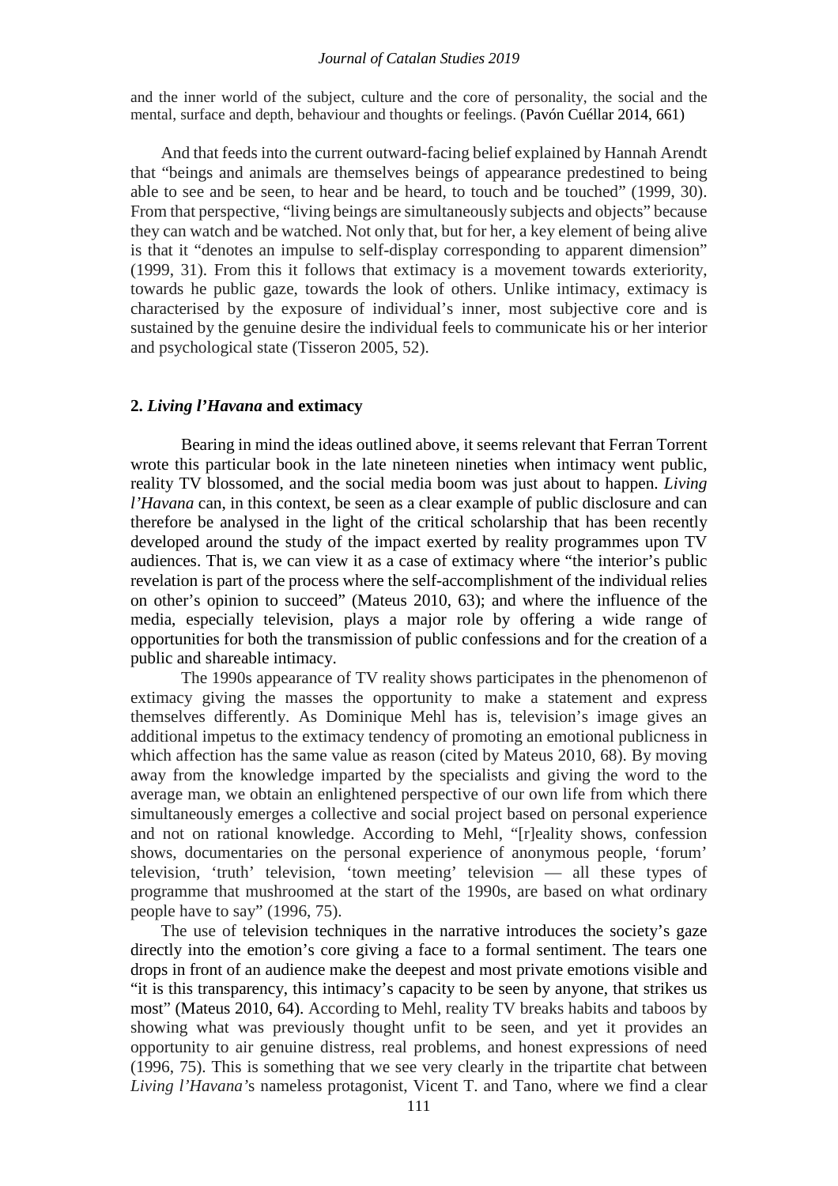and the inner world of the subject, culture and the core of personality, the social and the mental, surface and depth, behaviour and thoughts or feelings. (Pavón Cuéllar 2014, 661)

And that feeds into the current outward-facing belief explained by Hannah Arendt that "beings and animals are themselves beings of appearance predestined to being able to see and be seen, to hear and be heard, to touch and be touched" (1999, 30). From that perspective, "living beings are simultaneously subjects and objects" because they can watch and be watched. Not only that, but for her, a key element of being alive is that it "denotes an impulse to self-display corresponding to apparent dimension" (1999, 31). From this it follows that extimacy is a movement towards exteriority, towards he public gaze, towards the look of others. Unlike intimacy, extimacy is characterised by the exposure of individual's inner, most subjective core and is sustained by the genuine desire the individual feels to communicate his or her interior and psychological state (Tisseron 2005, 52).

## 2. *Living l'Havana* and extimacy

Bearing in mind the ideas outlined above, it seems relevant that Ferran Torrent wrote this particular book in the late nineteen nineties when intimacy went public, reality TV blossomed, and the social media boom was just about to happen. *Living l'Havana* can, in this context, be seen as a clear example of public disclosure and can therefore be analysed in the light of the critical scholarship that has been recently developed around the study of the impact exerted by reality programmes upon TV audiences. That is, we can view it as a case of extimacy where "the interior's public revelation is part of the process where the self-accomplishment of the individual relies on other's opinion to succeed" (Mateus 2010, 63); and where the influence of the media, especially television, plays a major role by offering a wide range of opportunities for both the transmission of public confessions and for the creation of a public and shareable intimacy.

The 1990s appearance of TV reality shows participates in the phenomenon of extimacy giving the masses the opportunity to make a statement and express themselves differently. As Dominique Mehl has is, television's image gives an additional impetus to the extimacy tendency of promoting an emotional publicness in which affection has the same value as reason (cited by Mateus 2010, 68). By moving away from the knowledge imparted by the specialists and giving the word to the average man, we obtain an enlightened perspective of our own life from which there simultaneously emerges a collective and social project based on personal experience and not on rational knowledge. According to Mehl, "[r]eality shows, confession shows, documentaries on the personal experience of anonymous people, 'forum' television, 'truth' television, 'town meeting' television — all these types of programme that mushroomed at the start of the 1990s, are based on what ordinary people have to say" (1996, 75).

The use of television techniques in the narrative introduces the society's gaze directly into the emotion's core giving a face to a formal sentiment. The tears one drops in front of an audience make the deepest and most private emotions visible and "it is this transparency, this intimacy's capacity to be seen by anyone, that strikes us most" (Mateus 2010, 64). According to Mehl, reality TV breaks habits and taboos by showing what was previously thought unfit to be seen, and yet it provides an opportunity to air genuine distress, real problems, and honest expressions of need (1996, 75). This is something that we see very clearly in the tripartite chat between *Living l'Havana*'s nameless protagonist, Vicent T. and Tano, where we find a clear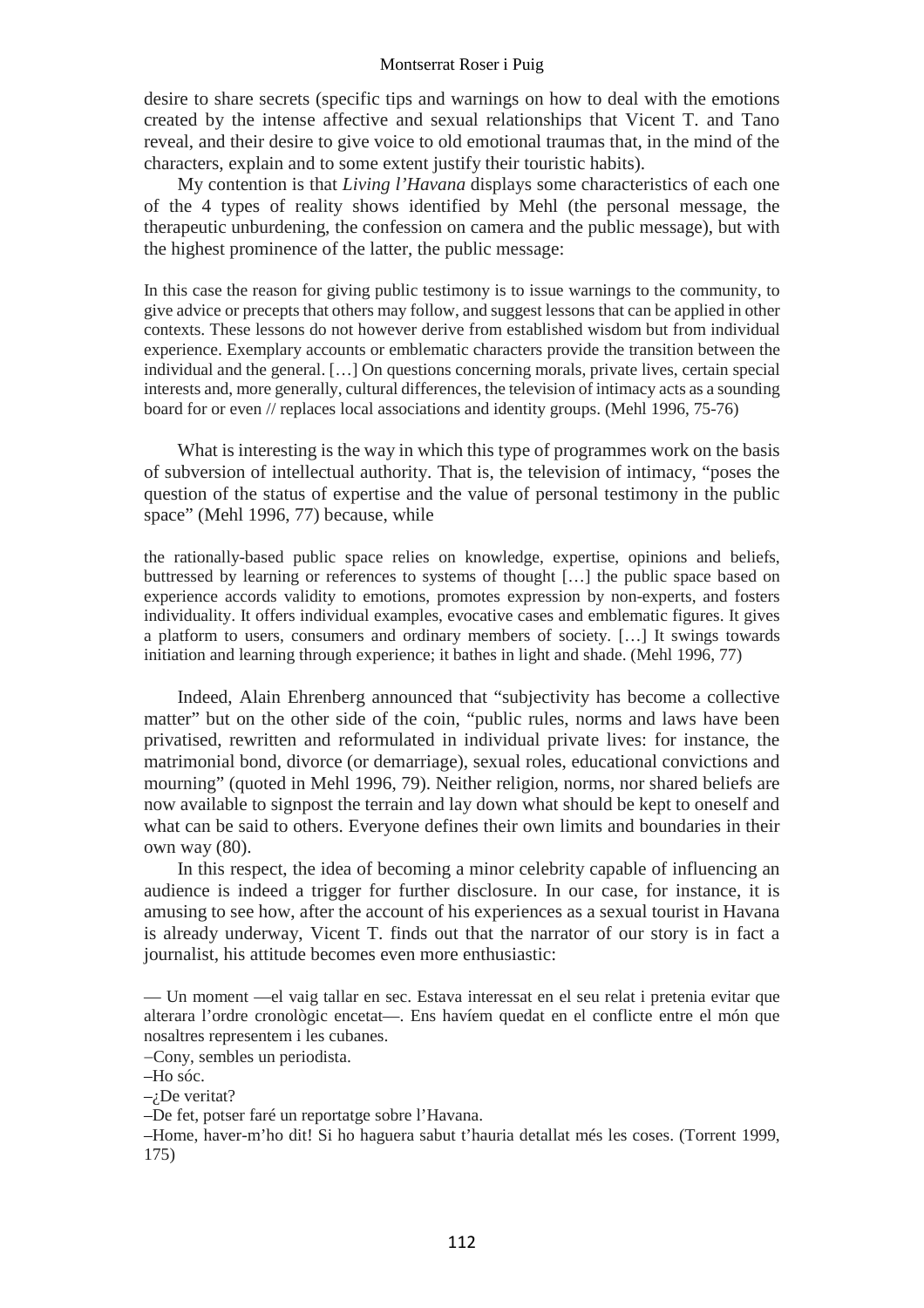desire to share secrets (specific tips and warnings on how to deal with the emotions created by the intense affective and sexual relationships that Vicent T. and Tano reveal, and their desire to give voice to old emotional traumas that, in the mind of the characters, explain and to some extent justify their touristic habits).

My contention is that *Living l'Havana* displays some characteristics of each one of the 4 types of reality shows identified by Mehl (the personal message, the therapeutic unburdening, the confession on camera and the public message), but with the highest prominence of the latter, the public message:

> In this case the reason for giving public testimony is to issue warnings to the community, to give advice or precepts that others may follow, and suggest lessons that can be applied in other contexts. These lessons do not however derive from established wisdom but from individual experience. Exemplary accounts or emblematic characters provide the transition between the individual and the general. […] On questions concerning morals, private lives, certain special interests and, more generally, cultural differences, the television of intimacy acts as a sounding board for or even // replaces local associations and identity groups. (Mehl 1996, 75-76)

What is interesting is the way in which this type of programmes work on the basis of subversion of intellectual authority. That is, the television of intimacy, "poses the question of the status of expertise and the value of personal testimony in the public space" (Mehl 1996, 77) because, while

> the rationally-based public space relies on knowledge, expertise, opinions and beliefs, buttressed by learning or references to systems of thought […] the public space based on experience accords validity to emotions, promotes expression by non-experts, and fosters individuality. It offers individual examples, evocative cases and emblematic figures. It gives a platform to users, consumers and ordinary members of society. […] It swings towards initiation and learning through experience; it bathes in light and shade. (Mehl 1996, 77)

Indeed, Alain Ehrenberg announced that "subjectivity has become a collective matter" but on the other side of the coin, "public rules, norms and laws have been privatised, rewritten and reformulated in individual private lives: for instance, the matrimonial bond, divorce (or demarriage), sexual roles, educational convictions and mourning" (quoted in Mehl 1996, 79). Neither religion, norms, nor shared beliefs are now available to signpost the terrain and lay down what should be kept to oneself and what can be said to others. Everyone defines their own limits and boundaries in their own way (80).

In this respect, the idea of becoming a minor celebrity capable of influencing an audience is indeed a trigger for further disclosure. In our case, for instance, it is amusing to see how, after the account of his experiences as a sexual tourist in Havana is already underway, Vicent T. finds out that the narrator of our story is in fact a journalist, his attitude becomes even more enthusiastic:

> — Un moment —el vaig tallar en sec. Estava interessat en el seu relat i pretenia evitar que alterara l'ordre cronològic encetat—. Ens havíem quedat en el conflicte entre el món que nosaltres representem i les cubanes.
>
> –Cony, sembles un periodista.
>
> –Ho sóc.
>
> –¿De veritat?
>
> –De fet, potser faré un reportatge sobre l'Havana.
>
> –Home, haver-m'ho dit! Si ho haguera sabut t'hauria detallat més les coses. (Torrent 1999, 175)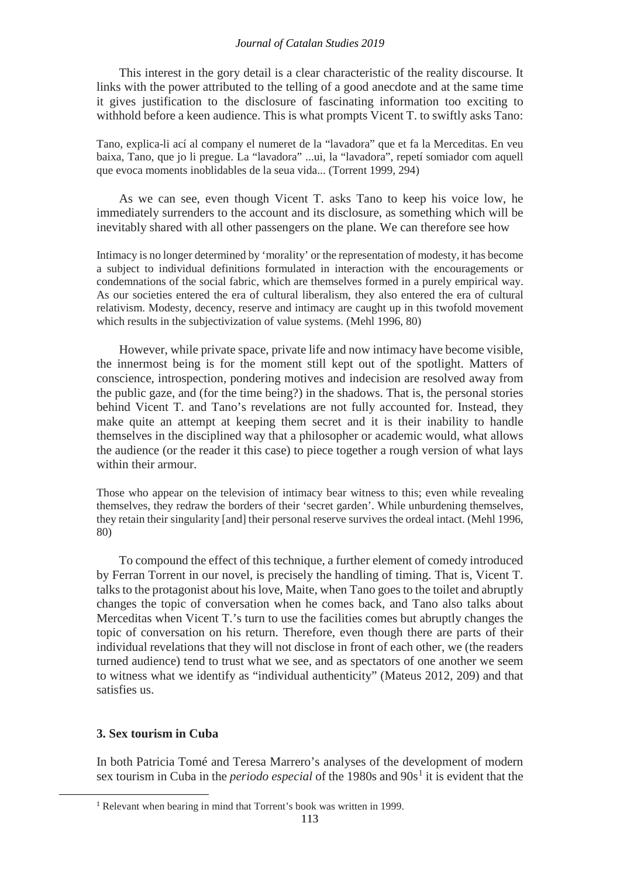This interest in the gory detail is a clear characteristic of the reality discourse. It links with the power attributed to the telling of a good anecdote and at the same time it gives justification to the disclosure of fascinating information too exciting to withhold before a keen audience. This is what prompts Vicent T. to swiftly asks Tano:

> Tano, explica-li ací al company el numeret de la "lavadora" que et fa la Merceditas. En veu baixa, Tano, que jo li pregue. La "lavadora" ...ui, la "lavadora", repetí somiador com aquell que evoca moments inoblidables de la seua vida... (Torrent 1999, 294)

As we can see, even though Vicent T. asks Tano to keep his voice low, he immediately surrenders to the account and its disclosure, as something which will be inevitably shared with all other passengers on the plane. We can therefore see how

> Intimacy is no longer determined by 'morality' or the representation of modesty, it has become a subject to individual definitions formulated in interaction with the encouragements or condemnations of the social fabric, which are themselves formed in a purely empirical way. As our societies entered the era of cultural liberalism, they also entered the era of cultural relativism. Modesty, decency, reserve and intimacy are caught up in this twofold movement which results in the subjectivization of value systems. (Mehl 1996, 80)

However, while private space, private life and now intimacy have become visible, the innermost being is for the moment still kept out of the spotlight. Matters of conscience, introspection, pondering motives and indecision are resolved away from the public gaze, and (for the time being?) in the shadows. That is, the personal stories behind Vicent T. and Tano's revelations are not fully accounted for. Instead, they make quite an attempt at keeping them secret and it is their inability to handle themselves in the disciplined way that a philosopher or academic would, what allows the audience (or the reader it this case) to piece together a rough version of what lays within their armour.

> Those who appear on the television of intimacy bear witness to this; even while revealing themselves, they redraw the borders of their 'secret garden'. While unburdening themselves, they retain their singularity [and] their personal reserve survives the ordeal intact. (Mehl 1996, 80)

To compound the effect of this technique, a further element of comedy introduced by Ferran Torrent in our novel, is precisely the handling of timing. That is, Vicent T. talks to the protagonist about his love, Maite, when Tano goes to the toilet and abruptly changes the topic of conversation when he comes back, and Tano also talks about Merceditas when Vicent T.'s turn to use the facilities comes but abruptly changes the topic of conversation on his return. Therefore, even though there are parts of their individual revelations that they will not disclose in front of each other, we (the readers turned audience) tend to trust what we see, and as spectators of one another we seem to witness what we identify as "individual authenticity" (Mateus 2012, 209) and that satisfies us.

## 3. Sex tourism in Cuba

In both Patricia Tomé and Teresa Marrero's analyses of the development of modern sex tourism in Cuba in the *periodo especial* of the 1980s and 90s[1] it is evident that the

[1] Relevant when bearing in mind that Torrent's book was written in 1999.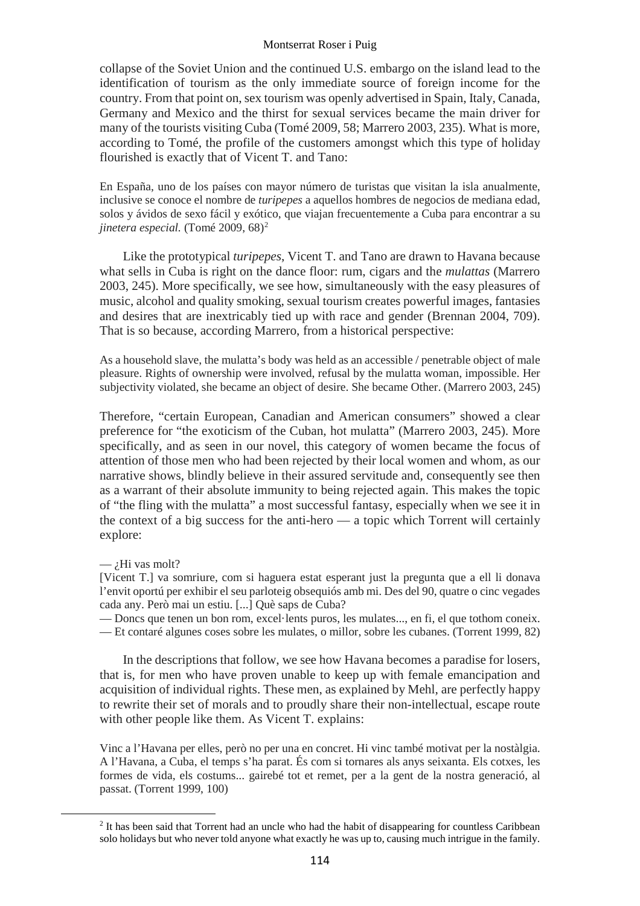collapse of the Soviet Union and the continued U.S. embargo on the island lead to the identification of tourism as the only immediate source of foreign income for the country. From that point on, sex tourism was openly advertised in Spain, Italy, Canada, Germany and Mexico and the thirst for sexual services became the main driver for many of the tourists visiting Cuba (Tomé 2009, 58; Marrero 2003, 235). What is more, according to Tomé, the profile of the customers amongst which this type of holiday flourished is exactly that of Vicent T. and Tano:

> En España, uno de los países con mayor número de turistas que visitan la isla anualmente, inclusive se conoce el nombre de *turipepes* a aquellos hombres de negocios de mediana edad, solos y ávidos de sexo fácil y exótico, que viajan frecuentemente a Cuba para encontrar a su *jinetera especial.* (Tomé 2009, 68)[2]

Like the prototypical *turipepes*, Vicent T. and Tano are drawn to Havana because what sells in Cuba is right on the dance floor: rum, cigars and the *mulattas* (Marrero 2003, 245). More specifically, we see how, simultaneously with the easy pleasures of music, alcohol and quality smoking, sexual tourism creates powerful images, fantasies and desires that are inextricably tied up with race and gender (Brennan 2004, 709). That is so because, according Marrero, from a historical perspective:

> As a household slave, the mulatta's body was held as an accessible / penetrable object of male pleasure. Rights of ownership were involved, refusal by the mulatta woman, impossible. Her subjectivity violated, she became an object of desire. She became Other. (Marrero 2003, 245)

Therefore, "certain European, Canadian and American consumers" showed a clear preference for "the exoticism of the Cuban, hot mulatta" (Marrero 2003, 245). More specifically, and as seen in our novel, this category of women became the focus of attention of those men who had been rejected by their local women and whom, as our narrative shows, blindly believe in their assured servitude and, consequently see then as a warrant of their absolute immunity to being rejected again. This makes the topic of "the fling with the mulatta" a most successful fantasy, especially when we see it in the context of a big success for the anti-hero — a topic which Torrent will certainly explore:

> — ¿Hi vas molt?
>
> [Vicent T.] va somriure, com si haguera estat esperant just la pregunta que a ell li donava l'envit oportú per exhibir el seu parloteig obsequiós amb mi. Des del 90, quatre o cinc vegades cada any. Però mai un estiu. [...] Què saps de Cuba?
>
> — Doncs que tenen un bon rom, excel·lents puros, les mulates..., en fi, el que tothom coneix.
>
> — Et contaré algunes coses sobre les mulates, o millor, sobre les cubanes. (Torrent 1999, 82)

In the descriptions that follow, we see how Havana becomes a paradise for losers, that is, for men who have proven unable to keep up with female emancipation and acquisition of individual rights. These men, as explained by Mehl, are perfectly happy to rewrite their set of morals and to proudly share their non-intellectual, escape route with other people like them. As Vicent T. explains:

> Vinc a l'Havana per elles, però no per una en concret. Hi vinc també motivat per la nostàlgia. A l'Havana, a Cuba, el temps s'ha parat. És com si tornares als anys seixanta. Els cotxes, les formes de vida, els costums... gairebé tot et remet, per a la gent de la nostra generació, al passat. (Torrent 1999, 100)

[2] It has been said that Torrent had an uncle who had the habit of disappearing for countless Caribbean solo holidays but who never told anyone what exactly he was up to, causing much intrigue in the family.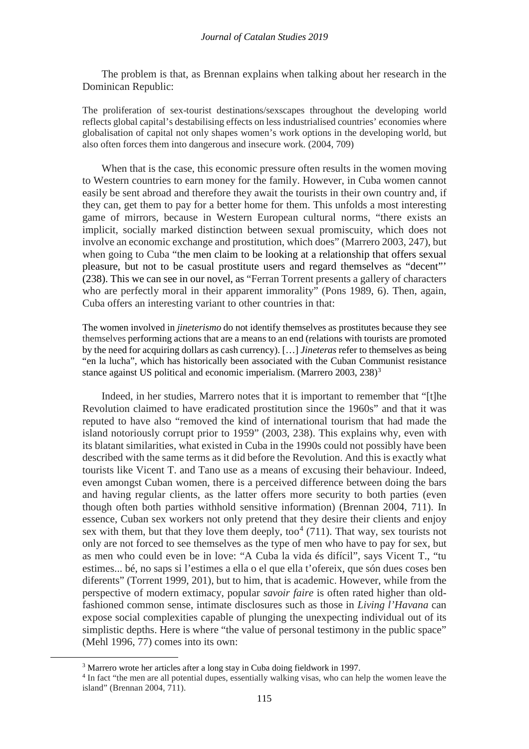The problem is that, as Brennan explains when talking about her research in the Dominican Republic:

> The proliferation of sex-tourist destinations/sexscapes throughout the developing world reflects global capital's destabilising effects on less industrialised countries' economies where globalisation of capital not only shapes women's work options in the developing world, but also often forces them into dangerous and insecure work. (2004, 709)

When that is the case, this economic pressure often results in the women moving to Western countries to earn money for the family. However, in Cuba women cannot easily be sent abroad and therefore they await the tourists in their own country and, if they can, get them to pay for a better home for them. This unfolds a most interesting game of mirrors, because in Western European cultural norms, "there exists an implicit, socially marked distinction between sexual promiscuity, which does not involve an economic exchange and prostitution, which does" (Marrero 2003, 247), but when going to Cuba "the men claim to be looking at a relationship that offers sexual pleasure, but not to be casual prostitute users and regard themselves as "decent"' (238). This we can see in our novel, as "Ferran Torrent presents a gallery of characters who are perfectly moral in their apparent immorality" (Pons 1989, 6). Then, again, Cuba offers an interesting variant to other countries in that:

> The women involved in *jineterismo* do not identify themselves as prostitutes because they see themselves performing actions that are a means to an end (relations with tourists are promoted by the need for acquiring dollars as cash currency). […] *Jineteras* refer to themselves as being "en la lucha", which has historically been associated with the Cuban Communist resistance stance against US political and economic imperialism. (Marrero 2003, 238)[3]

Indeed, in her studies, Marrero notes that it is important to remember that "[t]he Revolution claimed to have eradicated prostitution since the 1960s" and that it was reputed to have also "removed the kind of international tourism that had made the island notoriously corrupt prior to 1959" (2003, 238). This explains why, even with its blatant similarities, what existed in Cuba in the 1990s could not possibly have been described with the same terms as it did before the Revolution. And this is exactly what tourists like Vicent T. and Tano use as a means of excusing their behaviour. Indeed, even amongst Cuban women, there is a perceived difference between doing the bars and having regular clients, as the latter offers more security to both parties (even though often both parties withhold sensitive information) (Brennan 2004, 711). In essence, Cuban sex workers not only pretend that they desire their clients and enjoy sex with them, but that they love them deeply, too[4] (711). That way, sex tourists not only are not forced to see themselves as the type of men who have to pay for sex, but as men who could even be in love: "A Cuba la vida és difícil", says Vicent T., "tu estimes... bé, no saps si l'estimes a ella o el que ella t'ofereix, que són dues coses ben diferents" (Torrent 1999, 201), but to him, that is academic. However, while from the perspective of modern extimacy, popular *savoir faire* is often rated higher than old-fashioned common sense, intimate disclosures such as those in *Living l'Havana* can expose social complexities capable of plunging the unexpecting individual out of its simplistic depths. Here is where "the value of personal testimony in the public space" (Mehl 1996, 77) comes into its own:

---

[3] Marrero wrote her articles after a long stay in Cuba doing fieldwork in 1997.

[4] In fact "the men are all potential dupes, essentially walking visas, who can help the women leave the island" (Brennan 2004, 711).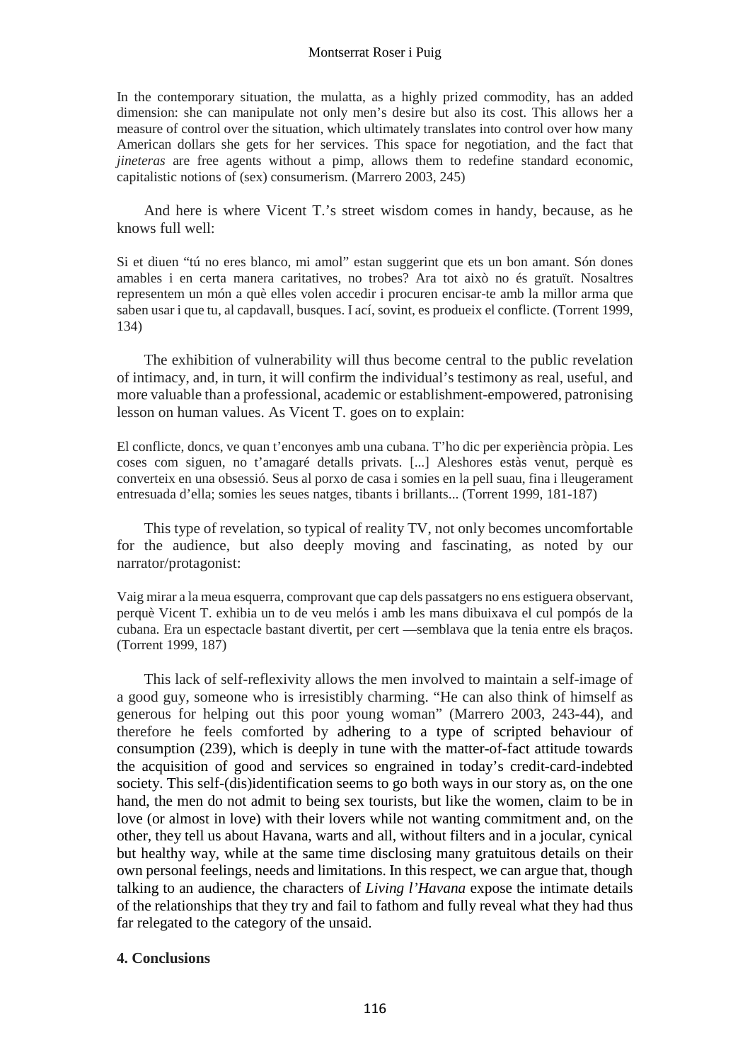> In the contemporary situation, the mulatta, as a highly prized commodity, has an added dimension: she can manipulate not only men's desire but also its cost. This allows her a measure of control over the situation, which ultimately translates into control over how many American dollars she gets for her services. This space for negotiation, and the fact that *jineteras* are free agents without a pimp, allows them to redefine standard economic, capitalistic notions of (sex) consumerism. (Marrero 2003, 245)

And here is where Vicent T.'s street wisdom comes in handy, because, as he knows full well:

> Si et diuen "tú no eres blanco, mi amol" estan suggerint que ets un bon amant. Són dones amables i en certa manera caritatives, no trobes? Ara tot això no és gratuït. Nosaltres representem un món a què elles volen accedir i procuren encisar-te amb la millor arma que saben usar i que tu, al capdavall, busques. I ací, sovint, es produeix el conflicte. (Torrent 1999, 134)

The exhibition of vulnerability will thus become central to the public revelation of intimacy, and, in turn, it will confirm the individual's testimony as real, useful, and more valuable than a professional, academic or establishment-empowered, patronising lesson on human values. As Vicent T. goes on to explain:

> El conflicte, doncs, ve quan t'enconyes amb una cubana. T'ho dic per experiència pròpia. Les coses com siguen, no t'amagaré detalls privats. [...] Aleshores estàs venut, perquè es converteix en una obsessió. Seus al porxo de casa i somies en la pell suau, fina i lleugerament entresuada d'ella; somies les seues natges, tibants i brillants... (Torrent 1999, 181-187)

This type of revelation, so typical of reality TV, not only becomes uncomfortable for the audience, but also deeply moving and fascinating, as noted by our narrator/protagonist:

> Vaig mirar a la meua esquerra, comprovant que cap dels passatgers no ens estiguera observant, perquè Vicent T. exhibia un to de veu melós i amb les mans dibuixava el cul pompós de la cubana. Era un espectacle bastant divertit, per cert —semblava que la tenia entre els braços. (Torrent 1999, 187)

This lack of self-reflexivity allows the men involved to maintain a self-image of a good guy, someone who is irresistibly charming. "He can also think of himself as generous for helping out this poor young woman" (Marrero 2003, 243-44), and therefore he feels comforted by adhering to a type of scripted behaviour of consumption (239), which is deeply in tune with the matter-of-fact attitude towards the acquisition of good and services so engrained in today's credit-card-indebted society. This self-(dis)identification seems to go both ways in our story as, on the one hand, the men do not admit to being sex tourists, but like the women, claim to be in love (or almost in love) with their lovers while not wanting commitment and, on the other, they tell us about Havana, warts and all, without filters and in a jocular, cynical but healthy way, while at the same time disclosing many gratuitous details on their own personal feelings, needs and limitations. In this respect, we can argue that, though talking to an audience, the characters of *Living l'Havana* expose the intimate details of the relationships that they try and fail to fathom and fully reveal what they had thus far relegated to the category of the unsaid.

## 4. Conclusions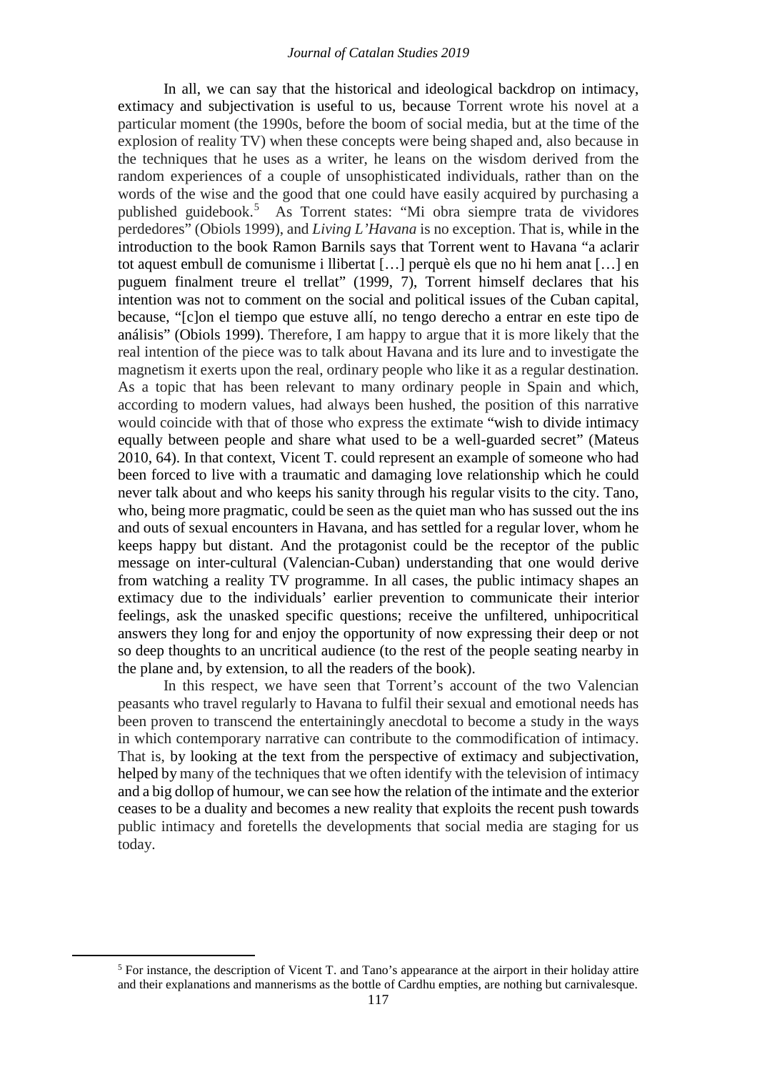In all, we can say that the historical and ideological backdrop on intimacy, extimacy and subjectivation is useful to us, because Torrent wrote his novel at a particular moment (the 1990s, before the boom of social media, but at the time of the explosion of reality TV) when these concepts were being shaped and, also because in the techniques that he uses as a writer, he leans on the wisdom derived from the random experiences of a couple of unsophisticated individuals, rather than on the words of the wise and the good that one could have easily acquired by purchasing a published guidebook.[5] As Torrent states: "Mi obra siempre trata de vividores perdedores" (Obiols 1999), and *Living L'Havana* is no exception. That is, while in the introduction to the book Ramon Barnils says that Torrent went to Havana "a aclarir tot aquest embull de comunisme i llibertat […] perquè els que no hi hem anat […] en puguem finalment treure el trellat" (1999, 7), Torrent himself declares that his intention was not to comment on the social and political issues of the Cuban capital, because, "[c]on el tiempo que estuve allí, no tengo derecho a entrar en este tipo de análisis" (Obiols 1999). Therefore, I am happy to argue that it is more likely that the real intention of the piece was to talk about Havana and its lure and to investigate the magnetism it exerts upon the real, ordinary people who like it as a regular destination. As a topic that has been relevant to many ordinary people in Spain and which, according to modern values, had always been hushed, the position of this narrative would coincide with that of those who express the extimate "wish to divide intimacy equally between people and share what used to be a well-guarded secret" (Mateus 2010, 64). In that context, Vicent T. could represent an example of someone who had been forced to live with a traumatic and damaging love relationship which he could never talk about and who keeps his sanity through his regular visits to the city. Tano, who, being more pragmatic, could be seen as the quiet man who has sussed out the ins and outs of sexual encounters in Havana, and has settled for a regular lover, whom he keeps happy but distant. And the protagonist could be the receptor of the public message on inter-cultural (Valencian-Cuban) understanding that one would derive from watching a reality TV programme. In all cases, the public intimacy shapes an extimacy due to the individuals' earlier prevention to communicate their interior feelings, ask the unasked specific questions; receive the unfiltered, unhipocritical answers they long for and enjoy the opportunity of now expressing their deep or not so deep thoughts to an uncritical audience (to the rest of the people seating nearby in the plane and, by extension, to all the readers of the book).

In this respect, we have seen that Torrent's account of the two Valencian peasants who travel regularly to Havana to fulfil their sexual and emotional needs has been proven to transcend the entertainingly anecdotal to become a study in the ways in which contemporary narrative can contribute to the commodification of intimacy. That is, by looking at the text from the perspective of extimacy and subjectivation, helped by many of the techniques that we often identify with the television of intimacy and a big dollop of humour, we can see how the relation of the intimate and the exterior ceases to be a duality and becomes a new reality that exploits the recent push towards public intimacy and foretells the developments that social media are staging for us today.

[5] For instance, the description of Vicent T. and Tano's appearance at the airport in their holiday attire and their explanations and mannerisms as the bottle of Cardhu empties, are nothing but carnivalesque.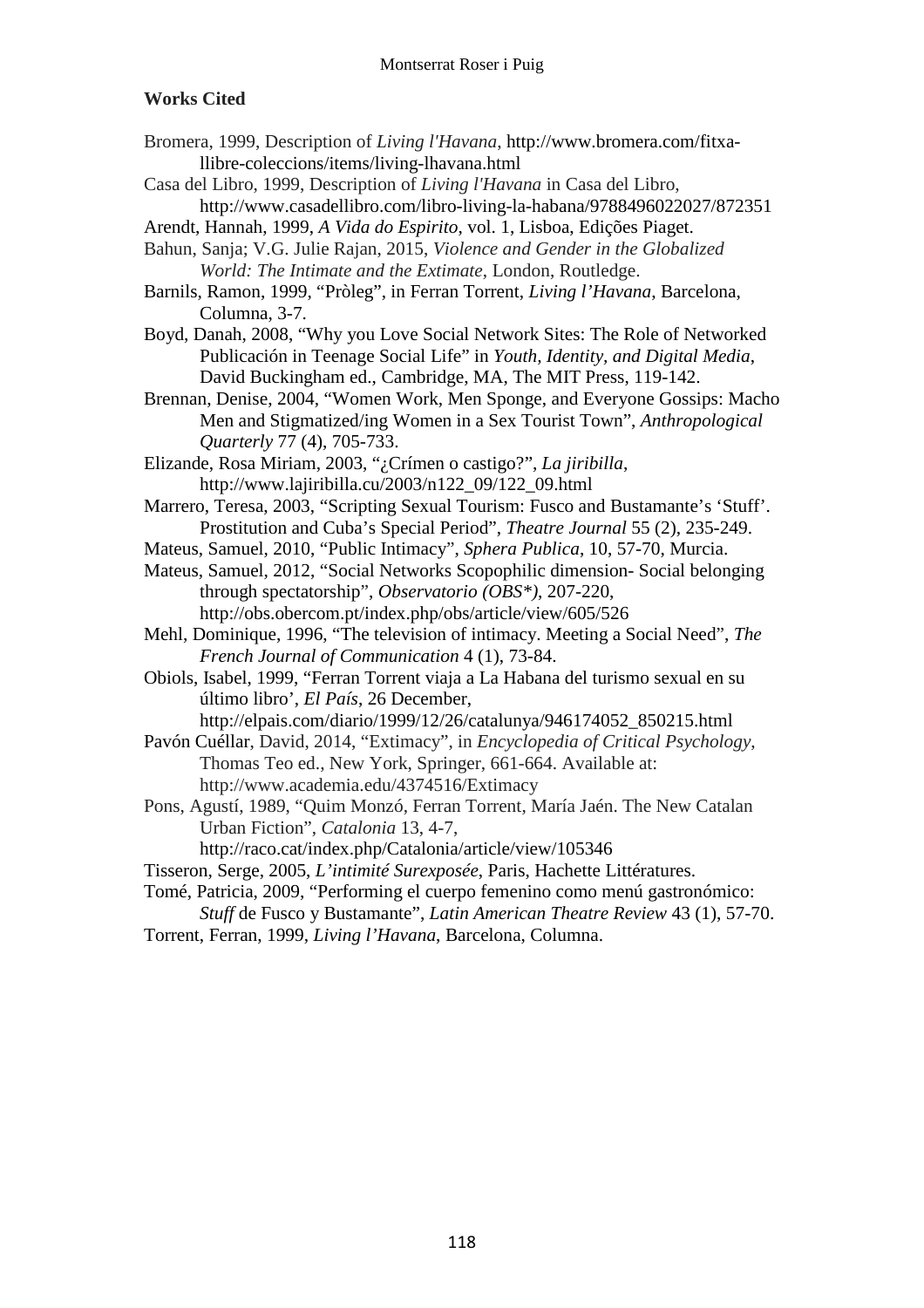**Works Cited**

Bromera, 1999, Description of *Living l'Havana*, http://www.bromera.com/fitxa-llibre-coleccions/items/living-lhavana.html

Casa del Libro, 1999, Description of *Living l'Havana* in Casa del Libro, http://www.casadellibro.com/libro-living-la-habana/9788496022027/872351

Arendt, Hannah, 1999, *A Vida do Espirito*, vol. 1, Lisboa, Edições Piaget.

Bahun, Sanja; V.G. Julie Rajan, 2015, *Violence and Gender in the Globalized World: The Intimate and the Extimate*, London, Routledge.

Barnils, Ramon, 1999, "Pròleg", in Ferran Torrent, *Living l'Havana*, Barcelona, Columna, 3-7.

Boyd, Danah, 2008, "Why you Love Social Network Sites: The Role of Networked Publicación in Teenage Social Life" in *Youth, Identity, and Digital Media*, David Buckingham ed., Cambridge, MA, The MIT Press, 119-142.

Brennan, Denise, 2004, "Women Work, Men Sponge, and Everyone Gossips: Macho Men and Stigmatized/ing Women in a Sex Tourist Town", *Anthropological Quarterly* 77 (4), 705-733.

Elizande, Rosa Miriam, 2003, "¿Crímen o castigo?", *La jiribilla*, http://www.lajiribilla.cu/2003/n122_09/122_09.html

Marrero, Teresa, 2003, "Scripting Sexual Tourism: Fusco and Bustamante's 'Stuff'. Prostitution and Cuba's Special Period", *Theatre Journal* 55 (2), 235-249.

Mateus, Samuel, 2010, "Public Intimacy", *Sphera Publica*, 10, 57-70, Murcia.

Mateus, Samuel, 2012, "Social Networks Scopophilic dimension- Social belonging through spectatorship", *Observatorio (OBS*)*, 207-220, http://obs.obercom.pt/index.php/obs/article/view/605/526

Mehl, Dominique, 1996, "The television of intimacy. Meeting a Social Need", *The French Journal of Communication* 4 (1), 73-84.

Obiols, Isabel, 1999, "Ferran Torrent viaja a La Habana del turismo sexual en su último libro', *El País*, 26 December, http://elpais.com/diario/1999/12/26/catalunya/946174052_850215.html

Pavón Cuéllar, David, 2014, "Extimacy", in *Encyclopedia of Critical Psychology*, Thomas Teo ed., New York, Springer, 661-664. Available at: http://www.academia.edu/4374516/Extimacy

Pons, Agustí, 1989, "Quim Monzó, Ferran Torrent, María Jaén. The New Catalan Urban Fiction", *Catalonia* 13, 4-7, http://raco.cat/index.php/Catalonia/article/view/105346

Tisseron, Serge, 2005, *L'intimité Surexposée*, Paris, Hachette Littératures.

Tomé, Patricia, 2009, "Performing el cuerpo femenino como menú gastronómico: *Stuff* de Fusco y Bustamante", *Latin American Theatre Review* 43 (1), 57-70.

Torrent, Ferran, 1999, *Living l'Havana*, Barcelona, Columna.